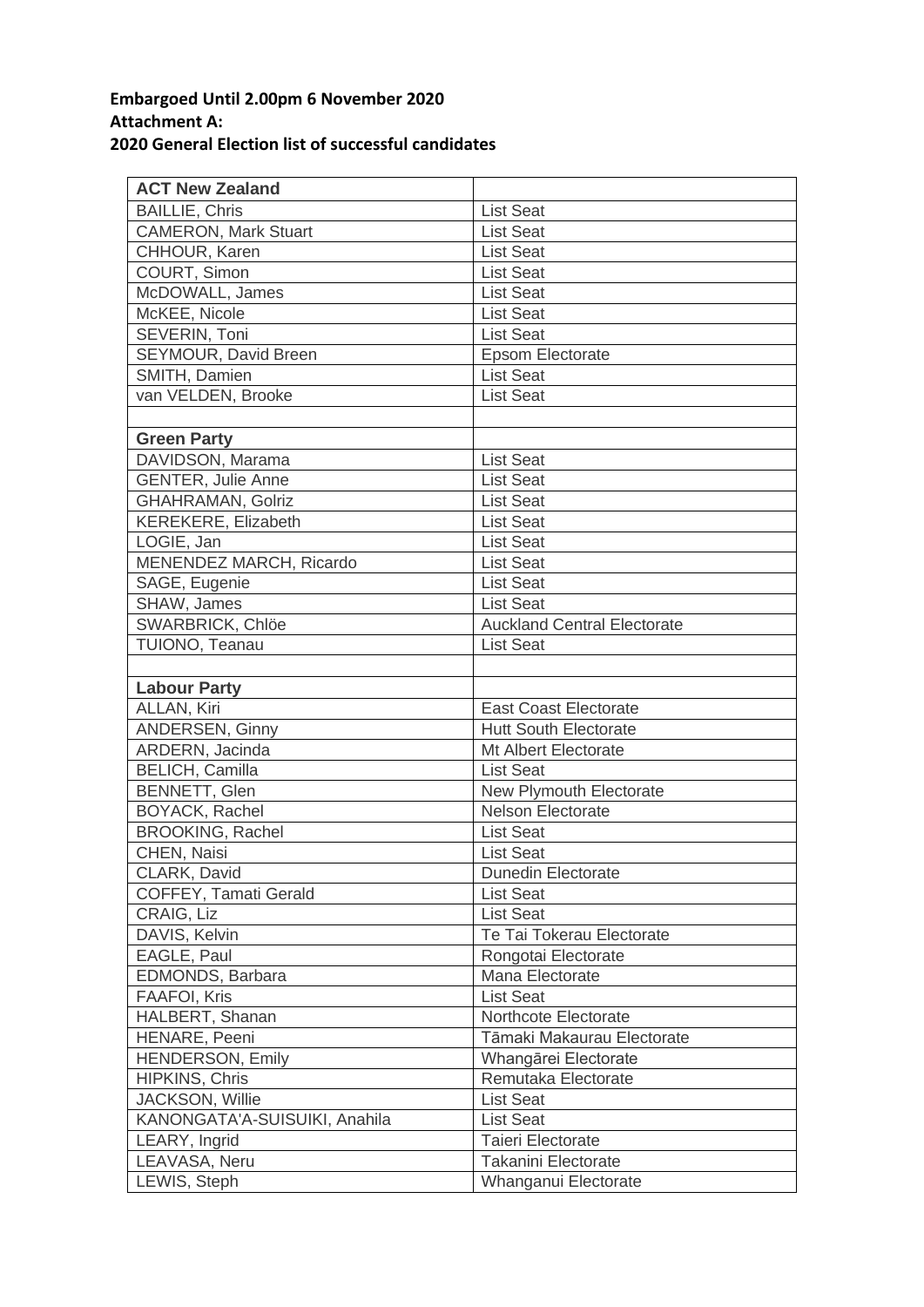**Embargoed Until 2.00pm 6 November 2020**
**Attachment A:**
**2020 General Election list of successful candidates**

| **ACT New Zealand** | |
|---|---|
| BAILLIE, Chris | List Seat |
| CAMERON, Mark Stuart | List Seat |
| CHHOUR, Karen | List Seat |
| COURT, Simon | List Seat |
| McDOWALL, James | List Seat |
| McKEE, Nicole | List Seat |
| SEVERIN, Toni | List Seat |
| SEYMOUR, David Breen | Epsom Electorate |
| SMITH, Damien | List Seat |
| van VELDEN, Brooke | List Seat |
| | |
| **Green Party** | |
| DAVIDSON, Marama | List Seat |
| GENTER, Julie Anne | List Seat |
| GHAHRAMAN, Golriz | List Seat |
| KEREKERE, Elizabeth | List Seat |
| LOGIE, Jan | List Seat |
| MENENDEZ MARCH, Ricardo | List Seat |
| SAGE, Eugenie | List Seat |
| SHAW, James | List Seat |
| SWARBRICK, Chlöe | Auckland Central Electorate |
| TUIONO, Teanau | List Seat |
| | |
| **Labour Party** | |
| ALLAN, Kiri | East Coast Electorate |
| ANDERSEN, Ginny | Hutt South Electorate |
| ARDERN, Jacinda | Mt Albert Electorate |
| BELICH, Camilla | List Seat |
| BENNETT, Glen | New Plymouth Electorate |
| BOYACK, Rachel | Nelson Electorate |
| BROOKING, Rachel | List Seat |
| CHEN, Naisi | List Seat |
| CLARK, David | Dunedin Electorate |
| COFFEY, Tamati Gerald | List Seat |
| CRAIG, Liz | List Seat |
| DAVIS, Kelvin | Te Tai Tokerau Electorate |
| EAGLE, Paul | Rongotai Electorate |
| EDMONDS, Barbara | Mana Electorate |
| FAAFOI, Kris | List Seat |
| HALBERT, Shanan | Northcote Electorate |
| HENARE, Peeni | Tāmaki Makaurau Electorate |
| HENDERSON, Emily | Whangārei Electorate |
| HIPKINS, Chris | Remutaka Electorate |
| JACKSON, Willie | List Seat |
| KANONGATA'A-SUISUIKI, Anahila | List Seat |
| LEARY, Ingrid | Taieri Electorate |
| LEAVASA, Neru | Takanini Electorate |
| LEWIS, Steph | Whanganui Electorate |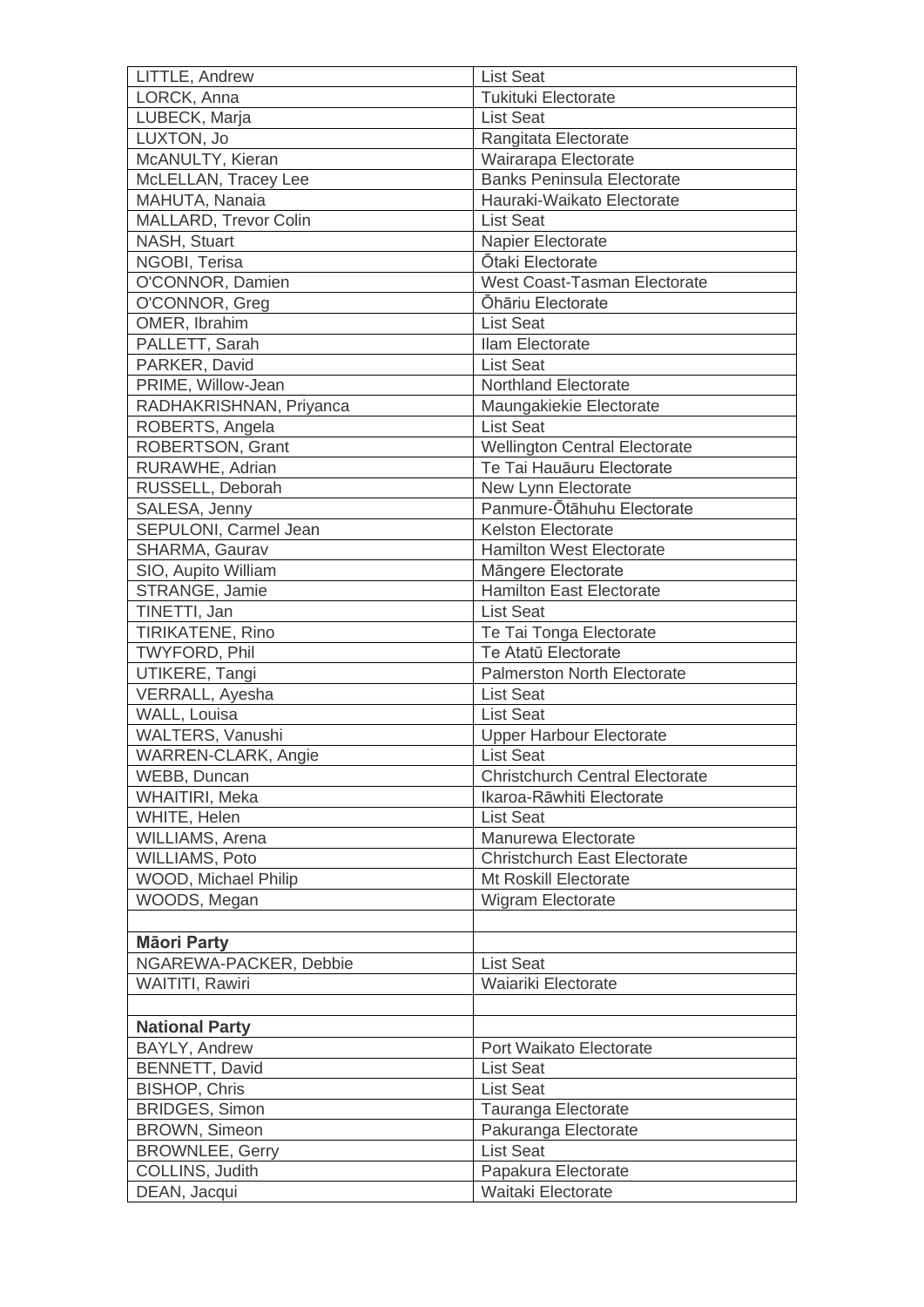| LITTLE, Andrew | List Seat |
| --- | --- |
| LORCK, Anna | Tukituki Electorate |
| LUBECK, Marja | List Seat |
| LUXTON, Jo | Rangitata Electorate |
| McANULTY, Kieran | Wairarapa Electorate |
| McLELLAN, Tracey Lee | Banks Peninsula Electorate |
| MAHUTA, Nanaia | Hauraki-Waikato Electorate |
| MALLARD, Trevor Colin | List Seat |
| NASH, Stuart | Napier Electorate |
| NGOBI, Terisa | Ōtaki Electorate |
| O'CONNOR, Damien | West Coast-Tasman Electorate |
| O'CONNOR, Greg | Ōhāriu Electorate |
| OMER, Ibrahim | List Seat |
| PALLETT, Sarah | Ilam Electorate |
| PARKER, David | List Seat |
| PRIME, Willow-Jean | Northland Electorate |
| RADHAKRISHNAN, Priyanca | Maungakiekie Electorate |
| ROBERTS, Angela | List Seat |
| ROBERTSON, Grant | Wellington Central Electorate |
| RURAWHE, Adrian | Te Tai Hauāuru Electorate |
| RUSSELL, Deborah | New Lynn Electorate |
| SALESA, Jenny | Panmure-Ōtāhuhu Electorate |
| SEPULONI, Carmel Jean | Kelston Electorate |
| SHARMA, Gaurav | Hamilton West Electorate |
| SIO, Aupito William | Māngere Electorate |
| STRANGE, Jamie | Hamilton East Electorate |
| TINETTI, Jan | List Seat |
| TIRIKATENE, Rino | Te Tai Tonga Electorate |
| TWYFORD, Phil | Te Atatū Electorate |
| UTIKERE, Tangi | Palmerston North Electorate |
| VERRALL, Ayesha | List Seat |
| WALL, Louisa | List Seat |
| WALTERS, Vanushi | Upper Harbour Electorate |
| WARREN-CLARK, Angie | List Seat |
| WEBB, Duncan | Christchurch Central Electorate |
| WHAITIRI, Meka | Ikaroa-Rāwhiti Electorate |
| WHITE, Helen | List Seat |
| WILLIAMS, Arena | Manurewa Electorate |
| WILLIAMS, Poto | Christchurch East Electorate |
| WOOD, Michael Philip | Mt Roskill Electorate |
| WOODS, Megan | Wigram Electorate |
| | |
| **Māori Party** | |
| NGAREWA-PACKER, Debbie | List Seat |
| WAITITI, Rawiri | Waiariki Electorate |
| | |
| **National Party** | |
| BAYLY, Andrew | Port Waikato Electorate |
| BENNETT, David | List Seat |
| BISHOP, Chris | List Seat |
| BRIDGES, Simon | Tauranga Electorate |
| BROWN, Simeon | Pakuranga Electorate |
| BROWNLEE, Gerry | List Seat |
| COLLINS, Judith | Papakura Electorate |
| DEAN, Jacqui | Waitaki Electorate |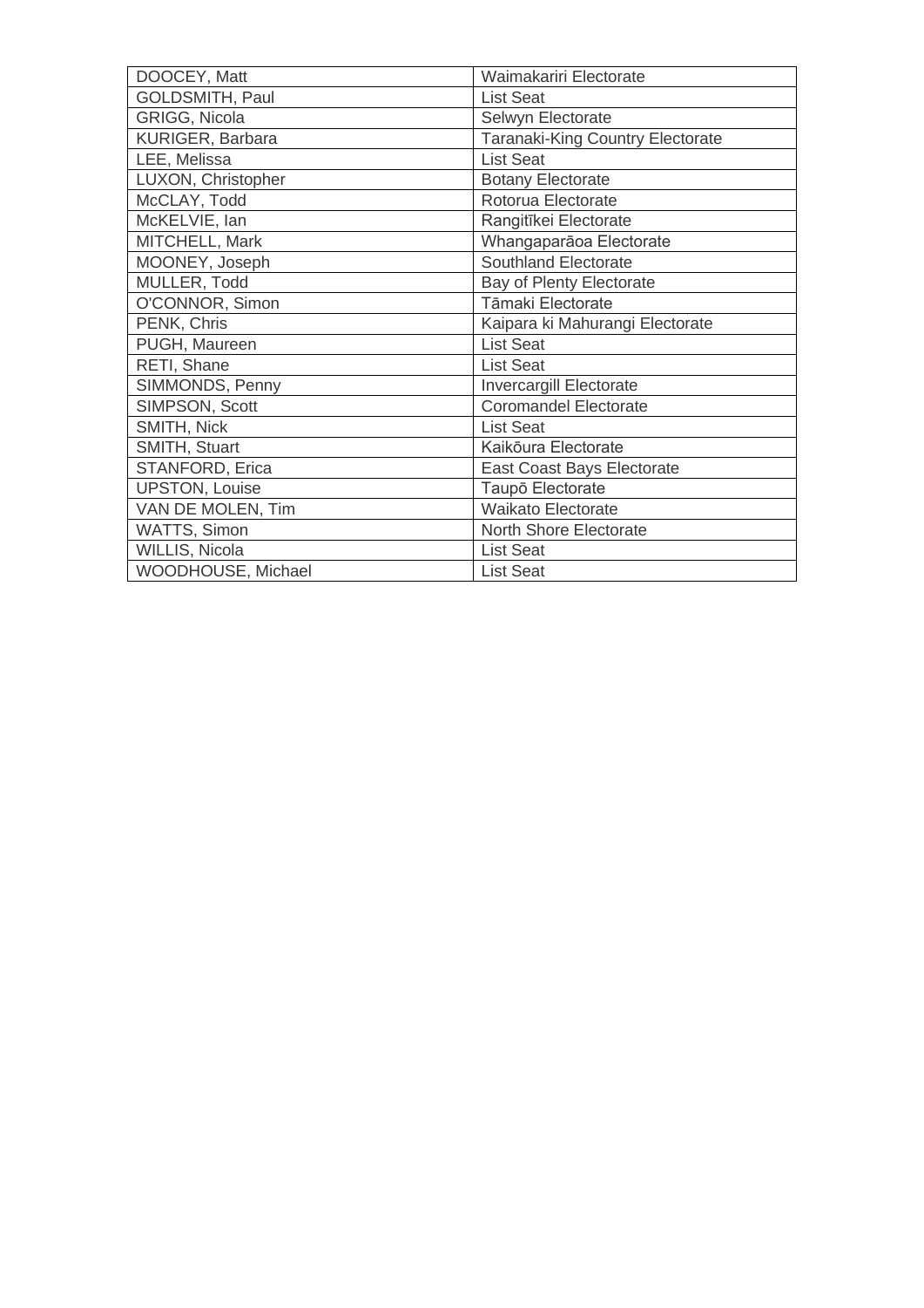| | |
|---|---|
| DOOCEY, Matt | Waimakariri Electorate |
| GOLDSMITH, Paul | List Seat |
| GRIGG, Nicola | Selwyn Electorate |
| KURIGER, Barbara | Taranaki-King Country Electorate |
| LEE, Melissa | List Seat |
| LUXON, Christopher | Botany Electorate |
| McCLAY, Todd | Rotorua Electorate |
| McKELVIE, Ian | Rangitīkei Electorate |
| MITCHELL, Mark | Whangaparāoa Electorate |
| MOONEY, Joseph | Southland Electorate |
| MULLER, Todd | Bay of Plenty Electorate |
| O'CONNOR, Simon | Tāmaki Electorate |
| PENK, Chris | Kaipara ki Mahurangi Electorate |
| PUGH, Maureen | List Seat |
| RETI, Shane | List Seat |
| SIMMONDS, Penny | Invercargill Electorate |
| SIMPSON, Scott | Coromandel Electorate |
| SMITH, Nick | List Seat |
| SMITH, Stuart | Kaikōura Electorate |
| STANFORD, Erica | East Coast Bays Electorate |
| UPSTON, Louise | Taupō Electorate |
| VAN DE MOLEN, Tim | Waikato Electorate |
| WATTS, Simon | North Shore Electorate |
| WILLIS, Nicola | List Seat |
| WOODHOUSE, Michael | List Seat |